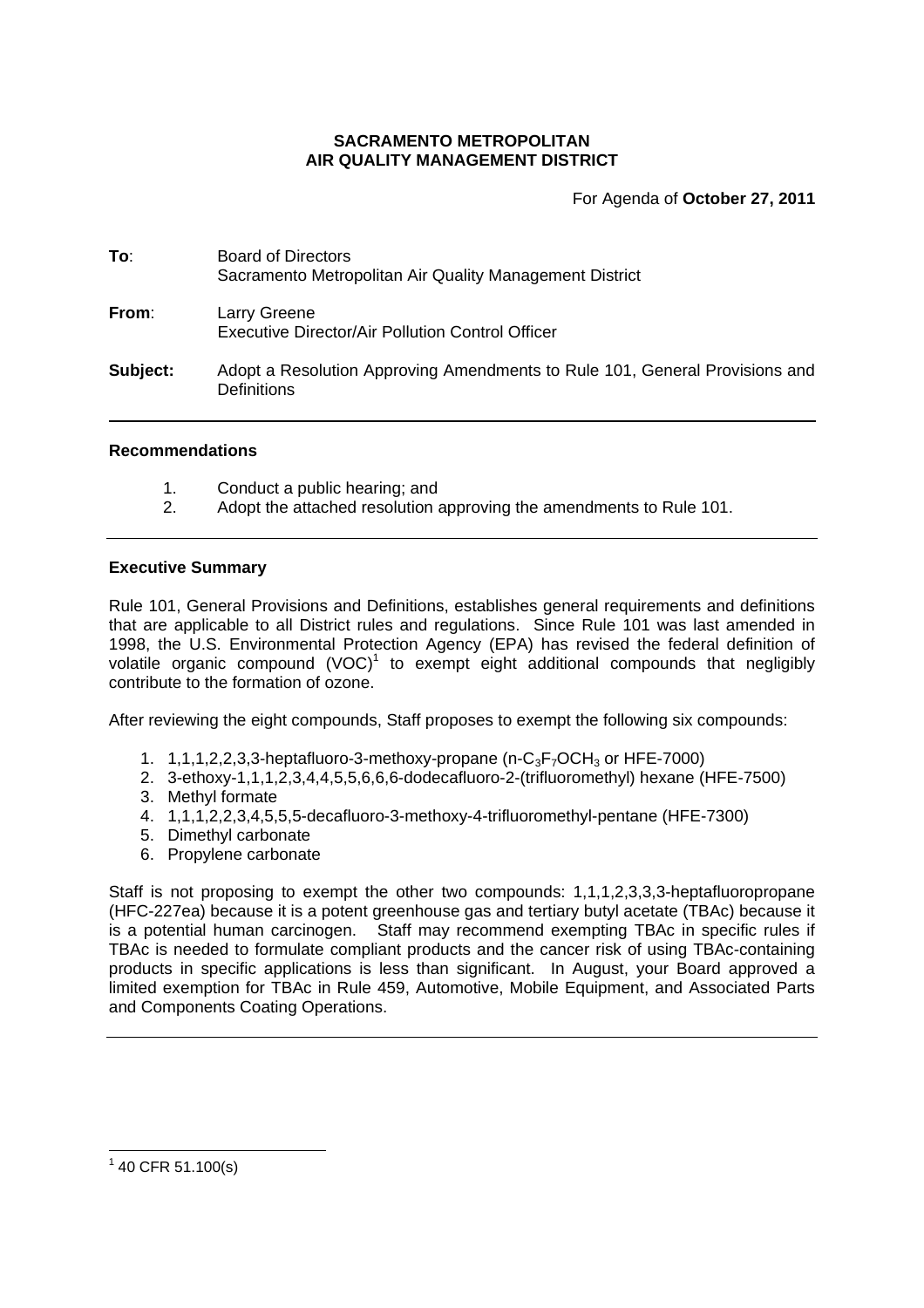**SACRAMENTO METROPOLITAN**
**AIR QUALITY MANAGEMENT DISTRICT**

For Agenda of **October 27, 2011**

**To**: Board of Directors
Sacramento Metropolitan Air Quality Management District

**From**: Larry Greene
Executive Director/Air Pollution Control Officer

**Subject:** Adopt a Resolution Approving Amendments to Rule 101, General Provisions and Definitions

---

### Recommendations

1. Conduct a public hearing; and
2. Adopt the attached resolution approving the amendments to Rule 101.

---

### Executive Summary

Rule 101, General Provisions and Definitions, establishes general requirements and definitions that are applicable to all District rules and regulations. Since Rule 101 was last amended in 1998, the U.S. Environmental Protection Agency (EPA) has revised the federal definition of volatile organic compound (VOC)[1] to exempt eight additional compounds that negligibly contribute to the formation of ozone.

After reviewing the eight compounds, Staff proposes to exempt the following six compounds:

1. 1,1,1,2,2,3,3-heptafluoro-3-methoxy-propane (n-$C_3F_7OCH_3$ or HFE-7000)
2. 3-ethoxy-1,1,1,2,3,4,4,5,5,6,6,6-dodecafluoro-2-(trifluoromethyl) hexane (HFE-7500)
3. Methyl formate
4. 1,1,1,2,2,3,4,5,5,5-decafluoro-3-methoxy-4-trifluoromethyl-pentane (HFE-7300)
5. Dimethyl carbonate
6. Propylene carbonate

Staff is not proposing to exempt the other two compounds: 1,1,1,2,3,3,3-heptafluoropropane (HFC-227ea) because it is a potent greenhouse gas and tertiary butyl acetate (TBAc) because it is a potential human carcinogen. Staff may recommend exempting TBAc in specific rules if TBAc is needed to formulate compliant products and the cancer risk of using TBAc-containing products in specific applications is less than significant. In August, your Board approved a limited exemption for TBAc in Rule 459, Automotive, Mobile Equipment, and Associated Parts and Components Coating Operations.

---

[1] 40 CFR 51.100(s)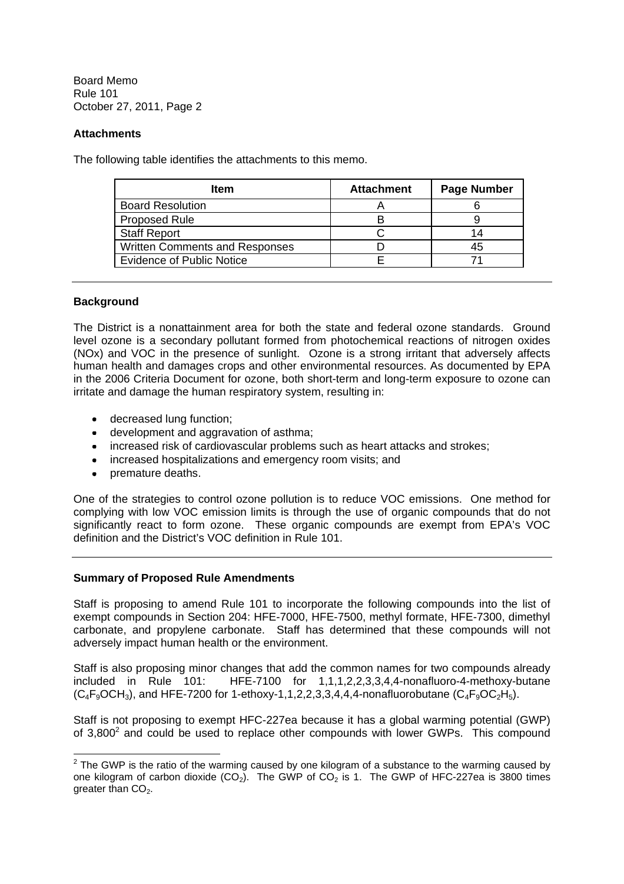### Attachments

The following table identifies the attachments to this memo.

| Item | Attachment | Page Number |
|---|---|---|
| Board Resolution | A | 6 |
| Proposed Rule | B | 9 |
| Staff Report | C | 14 |
| Written Comments and Responses | D | 45 |
| Evidence of Public Notice | E | 71 |

---

### Background

The District is a nonattainment area for both the state and federal ozone standards. Ground level ozone is a secondary pollutant formed from photochemical reactions of nitrogen oxides (NOx) and VOC in the presence of sunlight. Ozone is a strong irritant that adversely affects human health and damages crops and other environmental resources. As documented by EPA in the 2006 Criteria Document for ozone, both short-term and long-term exposure to ozone can irritate and damage the human respiratory system, resulting in:

- decreased lung function;
- development and aggravation of asthma;
- increased risk of cardiovascular problems such as heart attacks and strokes;
- increased hospitalizations and emergency room visits; and
- premature deaths.

One of the strategies to control ozone pollution is to reduce VOC emissions. One method for complying with low VOC emission limits is through the use of organic compounds that do not significantly react to form ozone. These organic compounds are exempt from EPA's VOC definition and the District's VOC definition in Rule 101.

---

### Summary of Proposed Rule Amendments

Staff is proposing to amend Rule 101 to incorporate the following compounds into the list of exempt compounds in Section 204: HFE-7000, HFE-7500, methyl formate, HFE-7300, dimethyl carbonate, and propylene carbonate. Staff has determined that these compounds will not adversely impact human health or the environment.

Staff is also proposing minor changes that add the common names for two compounds already included in Rule 101: HFE-7100 for 1,1,1,2,2,3,3,4,4-nonafluoro-4-methoxy-butane ($C_4F_9OCH_3$), and HFE-7200 for 1-ethoxy-1,1,2,2,3,3,4,4,4-nonafluorobutane ($C_4F_9OC_2H_5$).

Staff is not proposing to exempt HFC-227ea because it has a global warming potential (GWP) of 3,800[2] and could be used to replace other compounds with lower GWPs. This compound

[2] The GWP is the ratio of the warming caused by one kilogram of a substance to the warming caused by one kilogram of carbon dioxide ($CO_2$). The GWP of $CO_2$ is 1. The GWP of HFC-227ea is 3800 times greater than $CO_2$.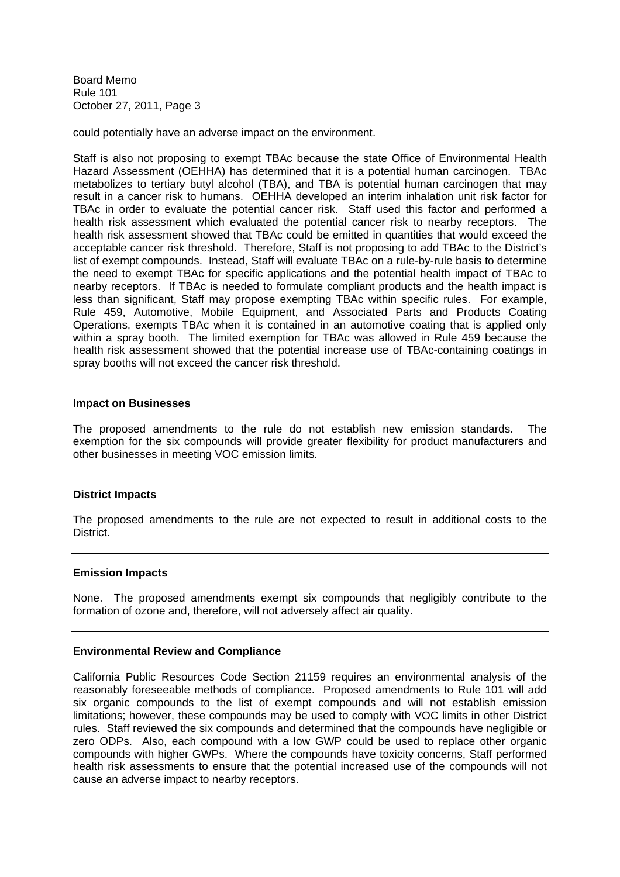could potentially have an adverse impact on the environment.

Staff is also not proposing to exempt TBAc because the state Office of Environmental Health Hazard Assessment (OEHHA) has determined that it is a potential human carcinogen. TBAc metabolizes to tertiary butyl alcohol (TBA), and TBA is potential human carcinogen that may result in a cancer risk to humans. OEHHA developed an interim inhalation unit risk factor for TBAc in order to evaluate the potential cancer risk. Staff used this factor and performed a health risk assessment which evaluated the potential cancer risk to nearby receptors. The health risk assessment showed that TBAc could be emitted in quantities that would exceed the acceptable cancer risk threshold. Therefore, Staff is not proposing to add TBAc to the District's list of exempt compounds. Instead, Staff will evaluate TBAc on a rule-by-rule basis to determine the need to exempt TBAc for specific applications and the potential health impact of TBAc to nearby receptors. If TBAc is needed to formulate compliant products and the health impact is less than significant, Staff may propose exempting TBAc within specific rules. For example, Rule 459, Automotive, Mobile Equipment, and Associated Parts and Products Coating Operations, exempts TBAc when it is contained in an automotive coating that is applied only within a spray booth. The limited exemption for TBAc was allowed in Rule 459 because the health risk assessment showed that the potential increase use of TBAc-containing coatings in spray booths will not exceed the cancer risk threshold.

---

**Impact on Businesses**

The proposed amendments to the rule do not establish new emission standards. The exemption for the six compounds will provide greater flexibility for product manufacturers and other businesses in meeting VOC emission limits.

---

**District Impacts**

The proposed amendments to the rule are not expected to result in additional costs to the District.

---

**Emission Impacts**

None. The proposed amendments exempt six compounds that negligibly contribute to the formation of ozone and, therefore, will not adversely affect air quality.

---

**Environmental Review and Compliance**

California Public Resources Code Section 21159 requires an environmental analysis of the reasonably foreseeable methods of compliance. Proposed amendments to Rule 101 will add six organic compounds to the list of exempt compounds and will not establish emission limitations; however, these compounds may be used to comply with VOC limits in other District rules. Staff reviewed the six compounds and determined that the compounds have negligible or zero ODPs. Also, each compound with a low GWP could be used to replace other organic compounds with higher GWPs. Where the compounds have toxicity concerns, Staff performed health risk assessments to ensure that the potential increased use of the compounds will not cause an adverse impact to nearby receptors.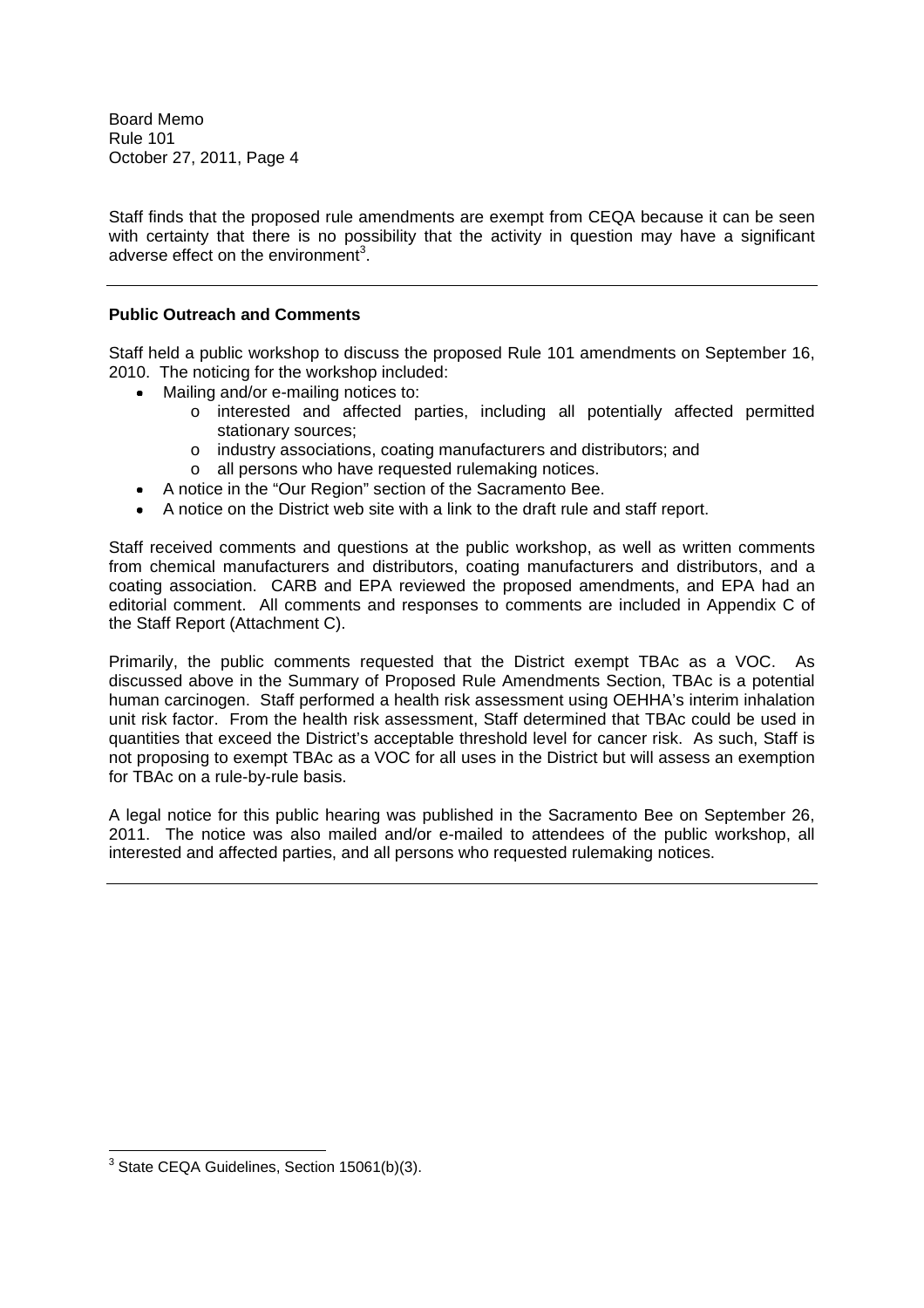Staff finds that the proposed rule amendments are exempt from CEQA because it can be seen with certainty that there is no possibility that the activity in question may have a significant adverse effect on the environment[3].

---

**Public Outreach and Comments**

Staff held a public workshop to discuss the proposed Rule 101 amendments on September 16, 2010. The noticing for the workshop included:

- Mailing and/or e-mailing notices to:
  - interested and affected parties, including all potentially affected permitted stationary sources;
  - industry associations, coating manufacturers and distributors; and
  - all persons who have requested rulemaking notices.
- A notice in the "Our Region" section of the Sacramento Bee.
- A notice on the District web site with a link to the draft rule and staff report.

Staff received comments and questions at the public workshop, as well as written comments from chemical manufacturers and distributors, coating manufacturers and distributors, and a coating association. CARB and EPA reviewed the proposed amendments, and EPA had an editorial comment. All comments and responses to comments are included in Appendix C of the Staff Report (Attachment C).

Primarily, the public comments requested that the District exempt TBAc as a VOC. As discussed above in the Summary of Proposed Rule Amendments Section, TBAc is a potential human carcinogen. Staff performed a health risk assessment using OEHHA's interim inhalation unit risk factor. From the health risk assessment, Staff determined that TBAc could be used in quantities that exceed the District's acceptable threshold level for cancer risk. As such, Staff is not proposing to exempt TBAc as a VOC for all uses in the District but will assess an exemption for TBAc on a rule-by-rule basis.

A legal notice for this public hearing was published in the Sacramento Bee on September 26, 2011. The notice was also mailed and/or e-mailed to attendees of the public workshop, all interested and affected parties, and all persons who requested rulemaking notices.

---

[3] State CEQA Guidelines, Section 15061(b)(3).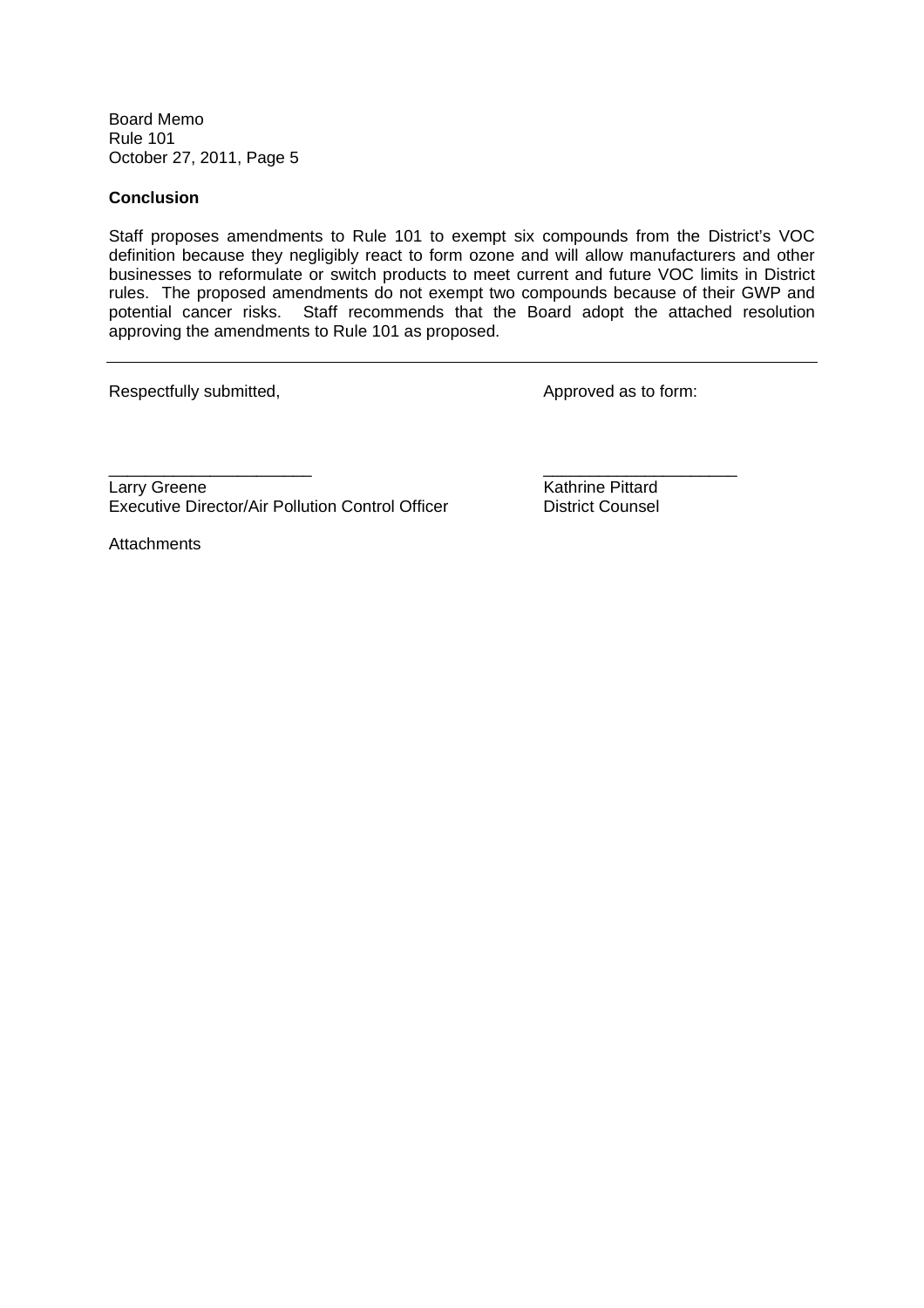## Conclusion

Staff proposes amendments to Rule 101 to exempt six compounds from the District's VOC definition because they negligibly react to form ozone and will allow manufacturers and other businesses to reformulate or switch products to meet current and future VOC limits in District rules. The proposed amendments do not exempt two compounds because of their GWP and potential cancer risks. Staff recommends that the Board adopt the attached resolution approving the amendments to Rule 101 as proposed.

---

| | |
|---|---|
| Respectfully submitted, | Approved as to form: |
| ______________________ | ____________________ |
| Larry Greene | Kathrine Pittard |
| Executive Director/Air Pollution Control Officer | District Counsel |

Attachments